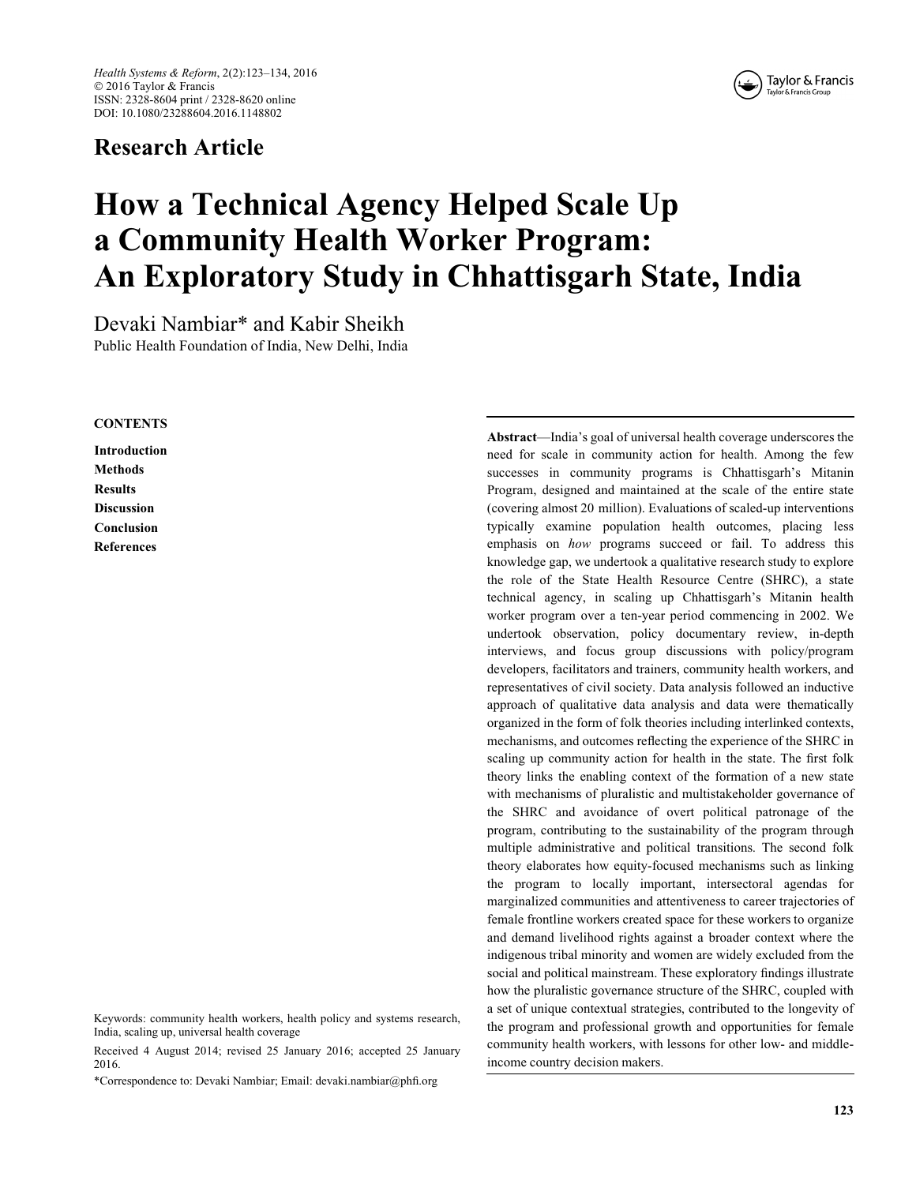## Research Article

# How a Technical Agency Helped Scale Up a Community Health Worker Program: An Exploratory Study in Chhattisgarh State, India

Devaki Nambiar* and Kabir Sheikh

Public Health Foundation of India, New Delhi, India

**CONTENTS**

**Introduction**
**Methods**
**Results**
**Discussion**
**Conclusion**
**References**

**Abstract**—India's goal of universal health coverage underscores the need for scale in community action for health. Among the few successes in community programs is Chhattisgarh's Mitanin Program, designed and maintained at the scale of the entire state (covering almost 20 million). Evaluations of scaled-up interventions typically examine population health outcomes, placing less emphasis on *how* programs succeed or fail. To address this knowledge gap, we undertook a qualitative research study to explore the role of the State Health Resource Centre (SHRC), a state technical agency, in scaling up Chhattisgarh's Mitanin health worker program over a ten-year period commencing in 2002. We undertook observation, policy documentary review, in-depth interviews, and focus group discussions with policy/program developers, facilitators and trainers, community health workers, and representatives of civil society. Data analysis followed an inductive approach of qualitative data analysis and data were thematically organized in the form of folk theories including interlinked contexts, mechanisms, and outcomes reflecting the experience of the SHRC in scaling up community action for health in the state. The first folk theory links the enabling context of the formation of a new state with mechanisms of pluralistic and multistakeholder governance of the SHRC and avoidance of overt political patronage of the program, contributing to the sustainability of the program through multiple administrative and political transitions. The second folk theory elaborates how equity-focused mechanisms such as linking the program to locally important, intersectoral agendas for marginalized communities and attentiveness to career trajectories of female frontline workers created space for these workers to organize and demand livelihood rights against a broader context where the indigenous tribal minority and women are widely excluded from the social and political mainstream. These exploratory findings illustrate how the pluralistic governance structure of the SHRC, coupled with a set of unique contextual strategies, contributed to the longevity of the program and professional growth and opportunities for female community health workers, with lessons for other low- and middle-income country decision makers.

Keywords: community health workers, health policy and systems research, India, scaling up, universal health coverage

Received 4 August 2014; revised 25 January 2016; accepted 25 January 2016.

*Correspondence to: Devaki Nambiar; Email: devaki.nambiar@phfi.org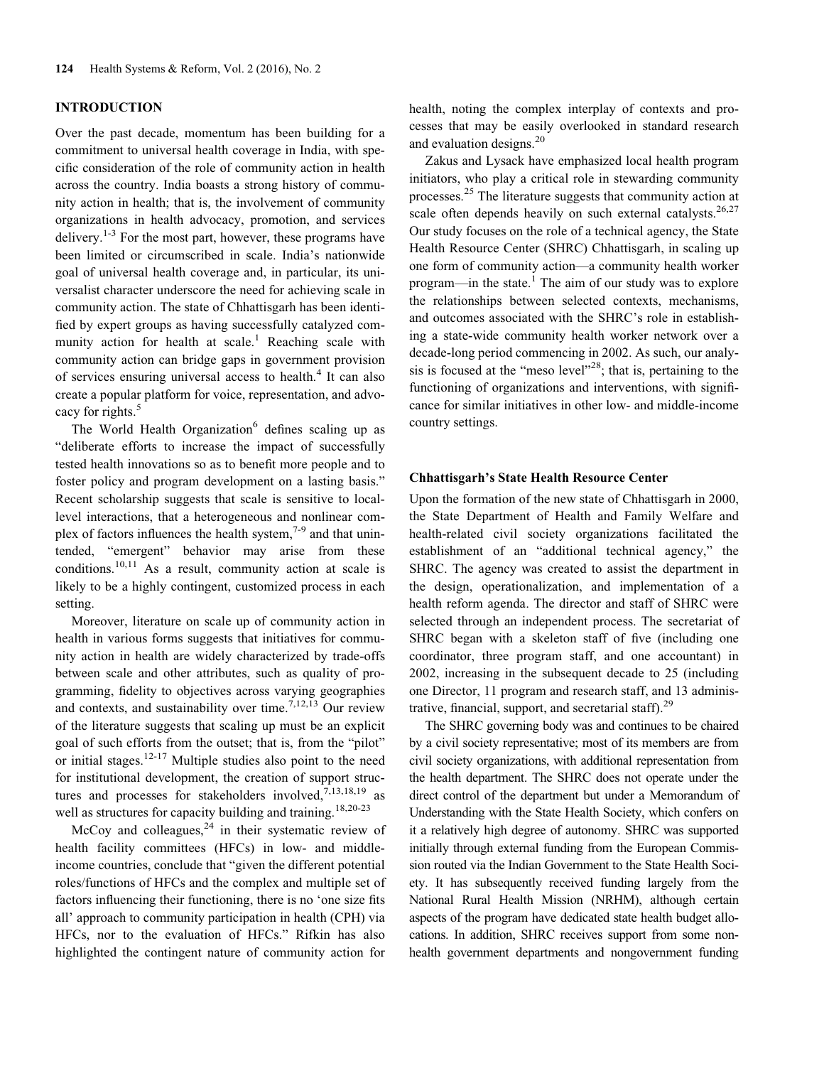## INTRODUCTION

Over the past decade, momentum has been building for a commitment to universal health coverage in India, with specific consideration of the role of community action in health across the country. India boasts a strong history of community action in health; that is, the involvement of community organizations in health advocacy, promotion, and services delivery.[1-3] For the most part, however, these programs have been limited or circumscribed in scale. India's nationwide goal of universal health coverage and, in particular, its universalist character underscore the need for achieving scale in community action. The state of Chhattisgarh has been identified by expert groups as having successfully catalyzed community action for health at scale.[1] Reaching scale with community action can bridge gaps in government provision of services ensuring universal access to health.[4] It can also create a popular platform for voice, representation, and advocacy for rights.[5]

The World Health Organization[6] defines scaling up as "deliberate efforts to increase the impact of successfully tested health innovations so as to benefit more people and to foster policy and program development on a lasting basis." Recent scholarship suggests that scale is sensitive to local-level interactions, that a heterogeneous and nonlinear complex of factors influences the health system,[7-9] and that unintended, "emergent" behavior may arise from these conditions.[10,11] As a result, community action at scale is likely to be a highly contingent, customized process in each setting.

Moreover, literature on scale up of community action in health in various forms suggests that initiatives for community action in health are widely characterized by trade-offs between scale and other attributes, such as quality of programming, fidelity to objectives across varying geographies and contexts, and sustainability over time.[7,12,13] Our review of the literature suggests that scaling up must be an explicit goal of such efforts from the outset; that is, from the "pilot" or initial stages.[12-17] Multiple studies also point to the need for institutional development, the creation of support structures and processes for stakeholders involved,[7,13,18,19] as well as structures for capacity building and training.[18,20-23]

McCoy and colleagues,[24] in their systematic review of health facility committees (HFCs) in low- and middle-income countries, conclude that "given the different potential roles/functions of HFCs and the complex and multiple set of factors influencing their functioning, there is no 'one size fits all' approach to community participation in health (CPH) via HFCs, nor to the evaluation of HFCs." Rifkin has also highlighted the contingent nature of community action for health, noting the complex interplay of contexts and processes that may be easily overlooked in standard research and evaluation designs.[20]

Zakus and Lysack have emphasized local health program initiators, who play a critical role in stewarding community processes.[25] The literature suggests that community action at scale often depends heavily on such external catalysts.[26,27] Our study focuses on the role of a technical agency, the State Health Resource Center (SHRC) Chhattisgarh, in scaling up one form of community action—a community health worker program—in the state.[1] The aim of our study was to explore the relationships between selected contexts, mechanisms, and outcomes associated with the SHRC's role in establishing a state-wide community health worker network over a decade-long period commencing in 2002. As such, our analysis is focused at the "meso level"[28]; that is, pertaining to the functioning of organizations and interventions, with significance for similar initiatives in other low- and middle-income country settings.

### Chhattisgarh's State Health Resource Center

Upon the formation of the new state of Chhattisgarh in 2000, the State Department of Health and Family Welfare and health-related civil society organizations facilitated the establishment of an "additional technical agency," the SHRC. The agency was created to assist the department in the design, operationalization, and implementation of a health reform agenda. The director and staff of SHRC were selected through an independent process. The secretariat of SHRC began with a skeleton staff of five (including one coordinator, three program staff, and one accountant) in 2002, increasing in the subsequent decade to 25 (including one Director, 11 program and research staff, and 13 administrative, financial, support, and secretarial staff).[29]

The SHRC governing body was and continues to be chaired by a civil society representative; most of its members are from civil society organizations, with additional representation from the health department. The SHRC does not operate under the direct control of the department but under a Memorandum of Understanding with the State Health Society, which confers on it a relatively high degree of autonomy. SHRC was supported initially through external funding from the European Commission routed via the Indian Government to the State Health Society. It has subsequently received funding largely from the National Rural Health Mission (NRHM), although certain aspects of the program have dedicated state health budget allocations. In addition, SHRC receives support from some non-health government departments and nongovernment funding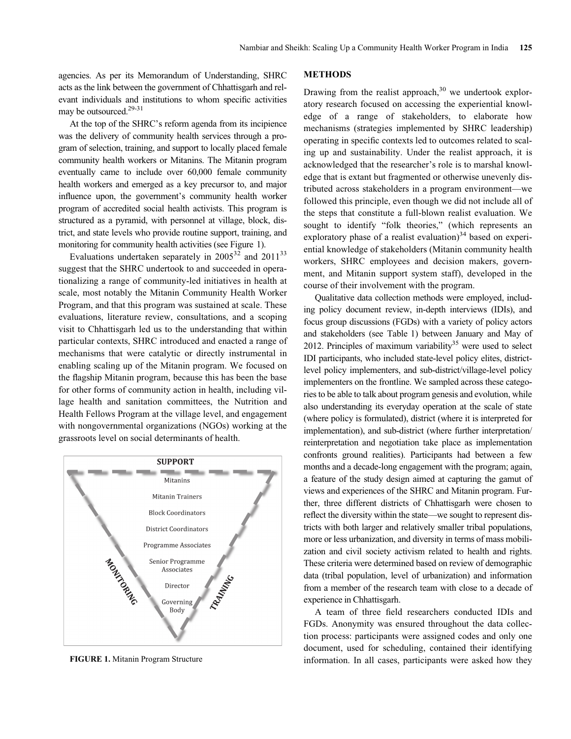agencies. As per its Memorandum of Understanding, SHRC acts as the link between the government of Chhattisgarh and relevant individuals and institutions to whom specific activities may be outsourced.[29-31]

At the top of the SHRC's reform agenda from its incipience was the delivery of community health services through a program of selection, training, and support to locally placed female community health workers or Mitanins. The Mitanin program eventually came to include over 60,000 female community health workers and emerged as a key precursor to, and major influence upon, the government's community health worker program of accredited social health activists. This program is structured as a pyramid, with personnel at village, block, district, and state levels who provide routine support, training, and monitoring for community health activities (see Figure 1).

Evaluations undertaken separately in 2005[32] and 2011[33] suggest that the SHRC undertook to and succeeded in operationalizing a range of community-led initiatives in health at scale, most notably the Mitanin Community Health Worker Program, and that this program was sustained at scale. These evaluations, literature review, consultations, and a scoping visit to Chhattisgarh led us to the understanding that within particular contexts, SHRC introduced and enacted a range of mechanisms that were catalytic or directly instrumental in enabling scaling up of the Mitanin program. We focused on the flagship Mitanin program, because this has been the base for other forms of community action in health, including village health and sanitation committees, the Nutrition and Health Fellows Program at the village level, and engagement with nongovernmental organizations (NGOs) working at the grassroots level on social determinants of health.

**FIGURE 1.** Mitanin Program Structure

## METHODS

Drawing from the realist approach,[30] we undertook exploratory research focused on accessing the experiential knowledge of a range of stakeholders, to elaborate how mechanisms (strategies implemented by SHRC leadership) operating in specific contexts led to outcomes related to scaling up and sustainability. Under the realist approach, it is acknowledged that the researcher's role is to marshal knowledge that is extant but fragmented or otherwise unevenly distributed across stakeholders in a program environment—we followed this principle, even though we did not include all of the steps that constitute a full-blown realist evaluation. We sought to identify "folk theories," (which represents an exploratory phase of a realist evaluation)[34] based on experiential knowledge of stakeholders (Mitanin community health workers, SHRC employees and decision makers, government, and Mitanin support system staff), developed in the course of their involvement with the program.

Qualitative data collection methods were employed, including policy document review, in-depth interviews (IDIs), and focus group discussions (FGDs) with a variety of policy actors and stakeholders (see Table 1) between January and May of 2012. Principles of maximum variability[35] were used to select IDI participants, who included state-level policy elites, district-level policy implementers, and sub-district/village-level policy implementers on the frontline. We sampled across these categories to be able to talk about program genesis and evolution, while also understanding its everyday operation at the scale of state (where policy is formulated), district (where it is interpreted for implementation), and sub-district (where further interpretation/reinterpretation and negotiation take place as implementation confronts ground realities). Participants had between a few months and a decade-long engagement with the program; again, a feature of the study design aimed at capturing the gamut of views and experiences of the SHRC and Mitanin program. Further, three different districts of Chhattisgarh were chosen to reflect the diversity within the state—we sought to represent districts with both larger and relatively smaller tribal populations, more or less urbanization, and diversity in terms of mass mobilization and civil society activism related to health and rights. These criteria were determined based on review of demographic data (tribal population, level of urbanization) and information from a member of the research team with close to a decade of experience in Chhattisgarh.

A team of three field researchers conducted IDIs and FGDs. Anonymity was ensured throughout the data collection process: participants were assigned codes and only one document, used for scheduling, contained their identifying information. In all cases, participants were asked how they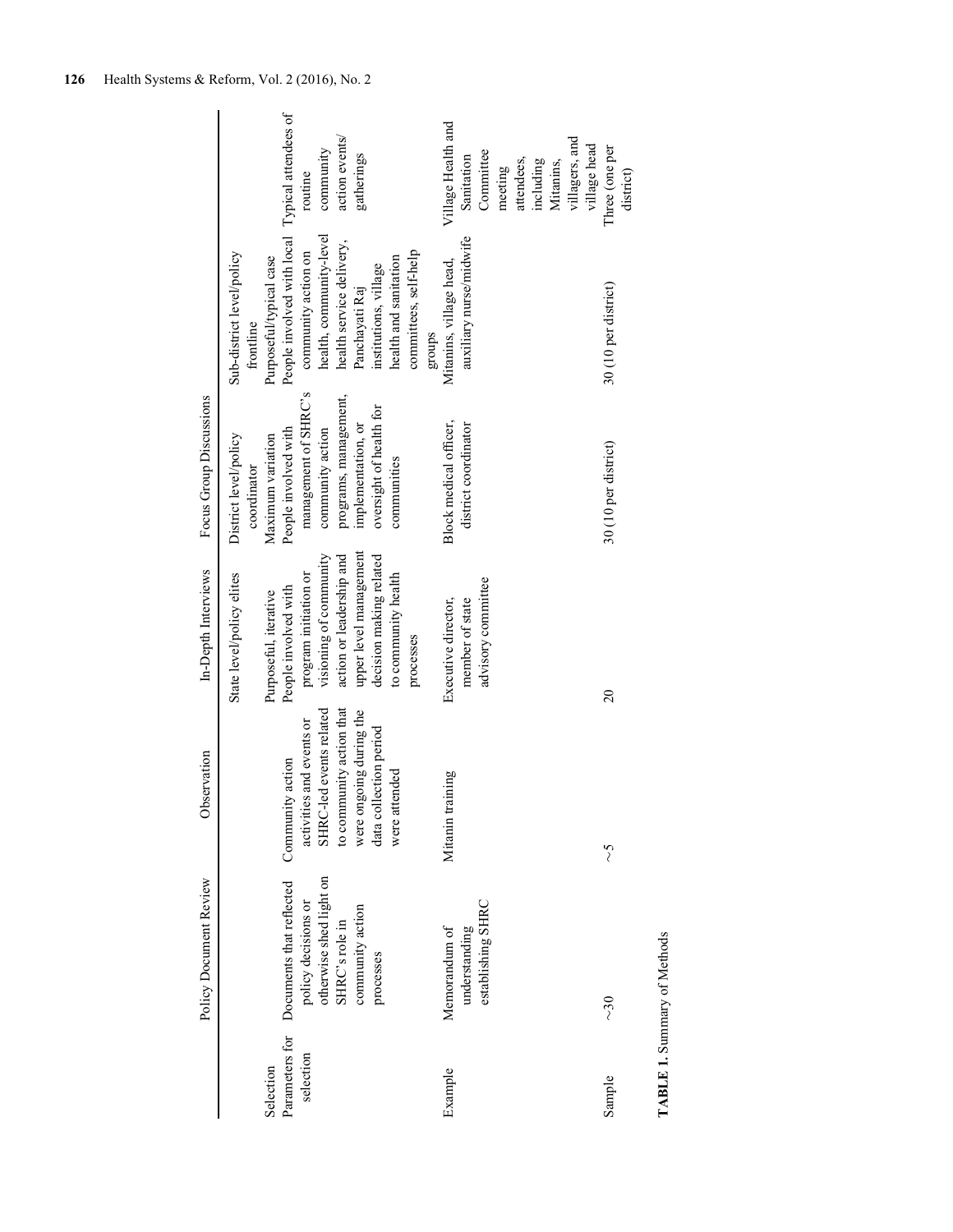| | Policy Document Review | Observation | In-Depth Interviews | Focus Group Discussions | | |
|---|---|---|---|---|---|---|
| Selection | | | State level/policy elites | District level/policy coordinator | Sub-district level/policy frontline | |
| | | | Purposeful, iterative | Maximum variation | Purposeful/typical case | |
| Parameters for selection | Documents that reflected policy decisions or otherwise shed light on SHRC's role in community action processes | Community action activities and events or SHRC-led events related to community action that were ongoing during the data collection period were attended | People involved with program initiation or visioning of community action or leadership and upper level management decision making related to community health processes | People involved with management of SHRC's community action programs, management, implementation, or oversight of health for communities | People involved with local community action on health, community-level health service delivery, Panchayati Raj institutions, village health and sanitation committees, self-help groups | Typical attendees of routine community action events/ gatherings |
| Example | Memorandum of understanding establishing SHRC | Mitanin training | Executive director, member of state advisory committee | Block medical officer, district coordinator | Mitanins, village head, auxiliary nurse/midwife | Village Health and Sanitation Committee meeting attendees, including Mitanins, villagers, and village head |
| Sample | ~30 | ~5 | 20 | 30 (10 per district) | 30 (10 per district) | Three (one per district) |

**TABLE 1.** Summary of Methods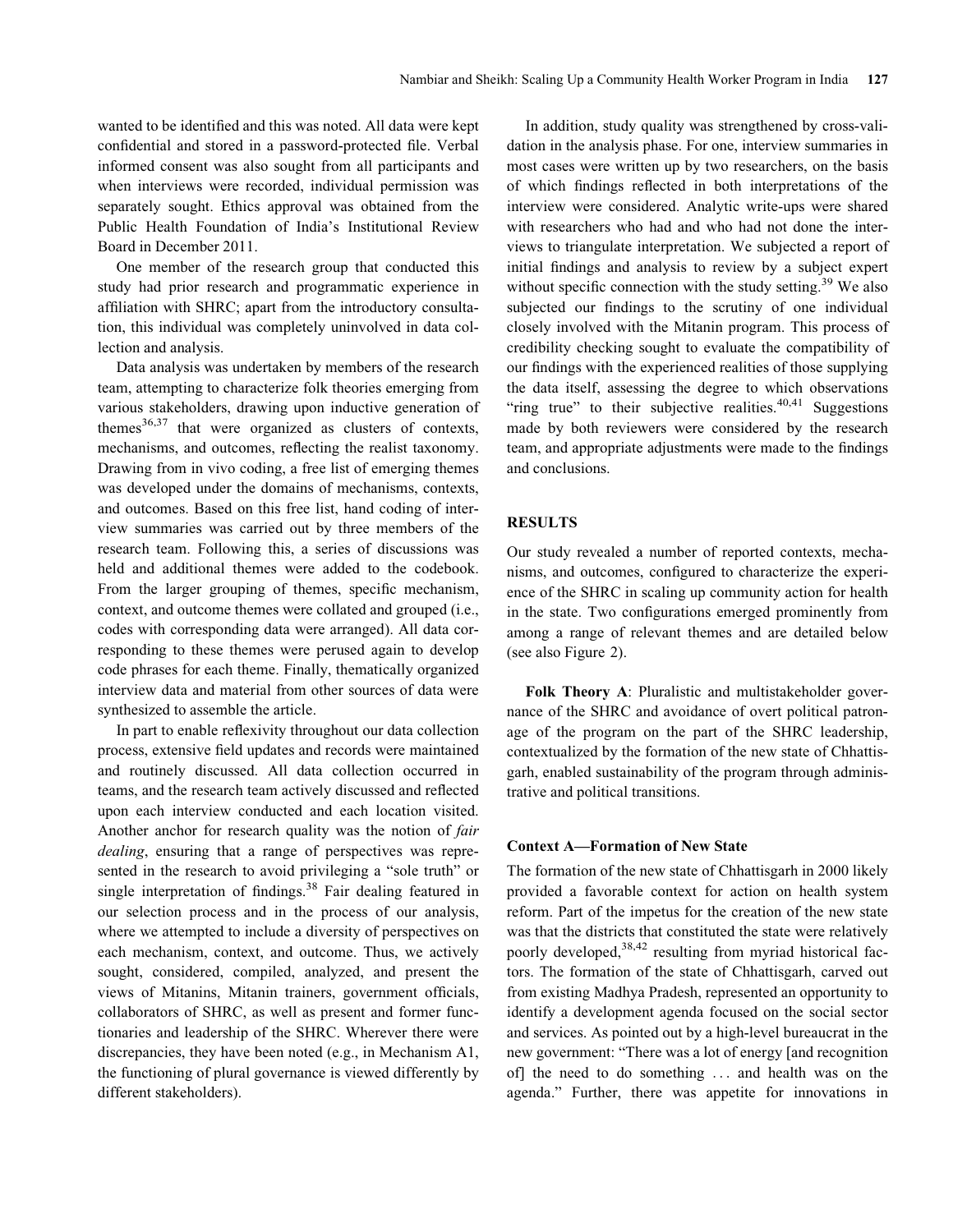wanted to be identified and this was noted. All data were kept confidential and stored in a password-protected file. Verbal informed consent was also sought from all participants and when interviews were recorded, individual permission was separately sought. Ethics approval was obtained from the Public Health Foundation of India's Institutional Review Board in December 2011.

One member of the research group that conducted this study had prior research and programmatic experience in affiliation with SHRC; apart from the introductory consultation, this individual was completely uninvolved in data collection and analysis.

Data analysis was undertaken by members of the research team, attempting to characterize folk theories emerging from various stakeholders, drawing upon inductive generation of themes[36,37] that were organized as clusters of contexts, mechanisms, and outcomes, reflecting the realist taxonomy. Drawing from in vivo coding, a free list of emerging themes was developed under the domains of mechanisms, contexts, and outcomes. Based on this free list, hand coding of interview summaries was carried out by three members of the research team. Following this, a series of discussions was held and additional themes were added to the codebook. From the larger grouping of themes, specific mechanism, context, and outcome themes were collated and grouped (i.e., codes with corresponding data were arranged). All data corresponding to these themes were perused again to develop code phrases for each theme. Finally, thematically organized interview data and material from other sources of data were synthesized to assemble the article.

In part to enable reflexivity throughout our data collection process, extensive field updates and records were maintained and routinely discussed. All data collection occurred in teams, and the research team actively discussed and reflected upon each interview conducted and each location visited. Another anchor for research quality was the notion of *fair dealing*, ensuring that a range of perspectives was represented in the research to avoid privileging a "sole truth" or single interpretation of findings.[38] Fair dealing featured in our selection process and in the process of our analysis, where we attempted to include a diversity of perspectives on each mechanism, context, and outcome. Thus, we actively sought, considered, compiled, analyzed, and present the views of Mitanins, Mitanin trainers, government officials, collaborators of SHRC, as well as present and former functionaries and leadership of the SHRC. Wherever there were discrepancies, they have been noted (e.g., in Mechanism A1, the functioning of plural governance is viewed differently by different stakeholders).

In addition, study quality was strengthened by cross-validation in the analysis phase. For one, interview summaries in most cases were written up by two researchers, on the basis of which findings reflected in both interpretations of the interview were considered. Analytic write-ups were shared with researchers who had and who had not done the interviews to triangulate interpretation. We subjected a report of initial findings and analysis to review by a subject expert without specific connection with the study setting.[39] We also subjected our findings to the scrutiny of one individual closely involved with the Mitanin program. This process of credibility checking sought to evaluate the compatibility of our findings with the experienced realities of those supplying the data itself, assessing the degree to which observations "ring true" to their subjective realities.[40,41] Suggestions made by both reviewers were considered by the research team, and appropriate adjustments were made to the findings and conclusions.

## RESULTS

Our study revealed a number of reported contexts, mechanisms, and outcomes, configured to characterize the experience of the SHRC in scaling up community action for health in the state. Two configurations emerged prominently from among a range of relevant themes and are detailed below (see also Figure 2).

**Folk Theory A**: Pluralistic and multistakeholder governance of the SHRC and avoidance of overt political patronage of the program on the part of the SHRC leadership, contextualized by the formation of the new state of Chhattisgarh, enabled sustainability of the program through administrative and political transitions.

### Context A—Formation of New State

The formation of the new state of Chhattisgarh in 2000 likely provided a favorable context for action on health system reform. Part of the impetus for the creation of the new state was that the districts that constituted the state were relatively poorly developed,[38,42] resulting from myriad historical factors. The formation of the state of Chhattisgarh, carved out from existing Madhya Pradesh, represented an opportunity to identify a development agenda focused on the social sector and services. As pointed out by a high-level bureaucrat in the new government: "There was a lot of energy [and recognition of] the need to do something ... and health was on the agenda." Further, there was appetite for innovations in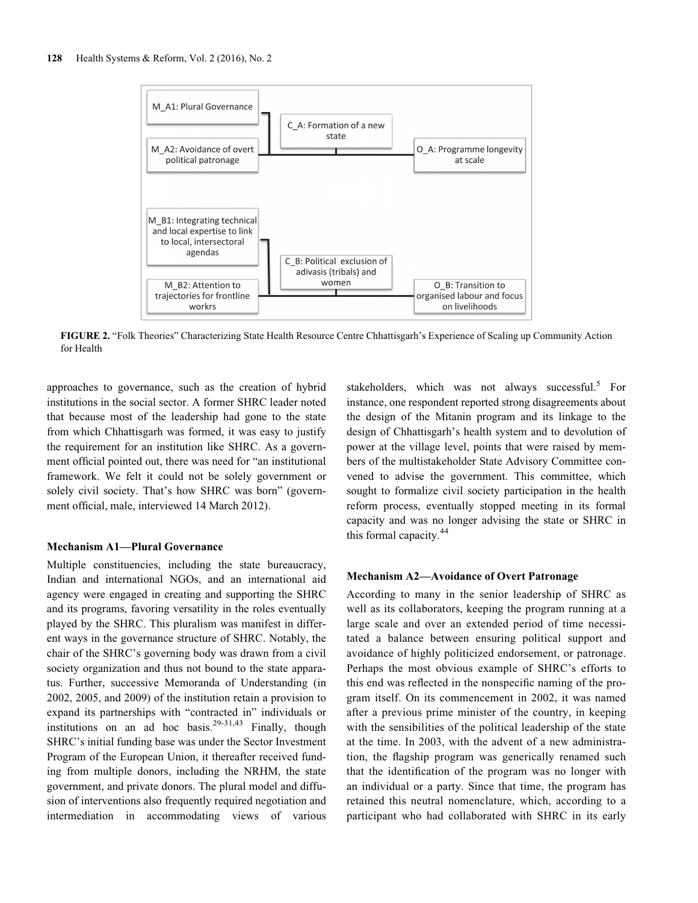M_A1: Plural Governance

M_A2: Avoidance of overt political patronage

C_A: Formation of a new state

O_A: Programme longevity at scale

M_B1: Integrating technical and local expertise to link to local, intersectoral agendas

M_B2: Attention to trajectories for frontline workrs

C_B: Political exclusion of adivasis (tribals) and women

O_B: Transition to organised labour and focus on livelihoods

**FIGURE 2.** "Folk Theories" Characterizing State Health Resource Centre Chhattisgarh's Experience of Scaling up Community Action for Health

approaches to governance, such as the creation of hybrid institutions in the social sector. A former SHRC leader noted that because most of the leadership had gone to the state from which Chhattisgarh was formed, it was easy to justify the requirement for an institution like SHRC. As a government official pointed out, there was need for "an institutional framework. We felt it could not be solely government or solely civil society. That's how SHRC was born" (government official, male, interviewed 14 March 2012).

### Mechanism A1—Plural Governance

Multiple constituencies, including the state bureaucracy, Indian and international NGOs, and an international aid agency were engaged in creating and supporting the SHRC and its programs, favoring versatility in the roles eventually played by the SHRC. This pluralism was manifest in different ways in the governance structure of SHRC. Notably, the chair of the SHRC's governing body was drawn from a civil society organization and thus not bound to the state apparatus. Further, successive Memoranda of Understanding (in 2002, 2005, and 2009) of the institution retain a provision to expand its partnerships with "contracted in" individuals or institutions on an ad hoc basis.[29-31,43] Finally, though SHRC's initial funding base was under the Sector Investment Program of the European Union, it thereafter received funding from multiple donors, including the NRHM, the state government, and private donors. The plural model and diffusion of interventions also frequently required negotiation and intermediation in accommodating views of various stakeholders, which was not always successful.[5] For instance, one respondent reported strong disagreements about the design of the Mitanin program and its linkage to the design of Chhattisgarh's health system and to devolution of power at the village level, points that were raised by members of the multistakeholder State Advisory Committee convened to advise the government. This committee, which sought to formalize civil society participation in the health reform process, eventually stopped meeting in its formal capacity and was no longer advising the state or SHRC in this formal capacity.[44]

### Mechanism A2—Avoidance of Overt Patronage

According to many in the senior leadership of SHRC as well as its collaborators, keeping the program running at a large scale and over an extended period of time necessitated a balance between ensuring political support and avoidance of highly politicized endorsement, or patronage. Perhaps the most obvious example of SHRC's efforts to this end was reflected in the nonspecific naming of the program itself. On its commencement in 2002, it was named after a previous prime minister of the country, in keeping with the sensibilities of the political leadership of the state at the time. In 2003, with the advent of a new administration, the flagship program was generically renamed such that the identification of the program was no longer with an individual or a party. Since that time, the program has retained this neutral nomenclature, which, according to a participant who had collaborated with SHRC in its early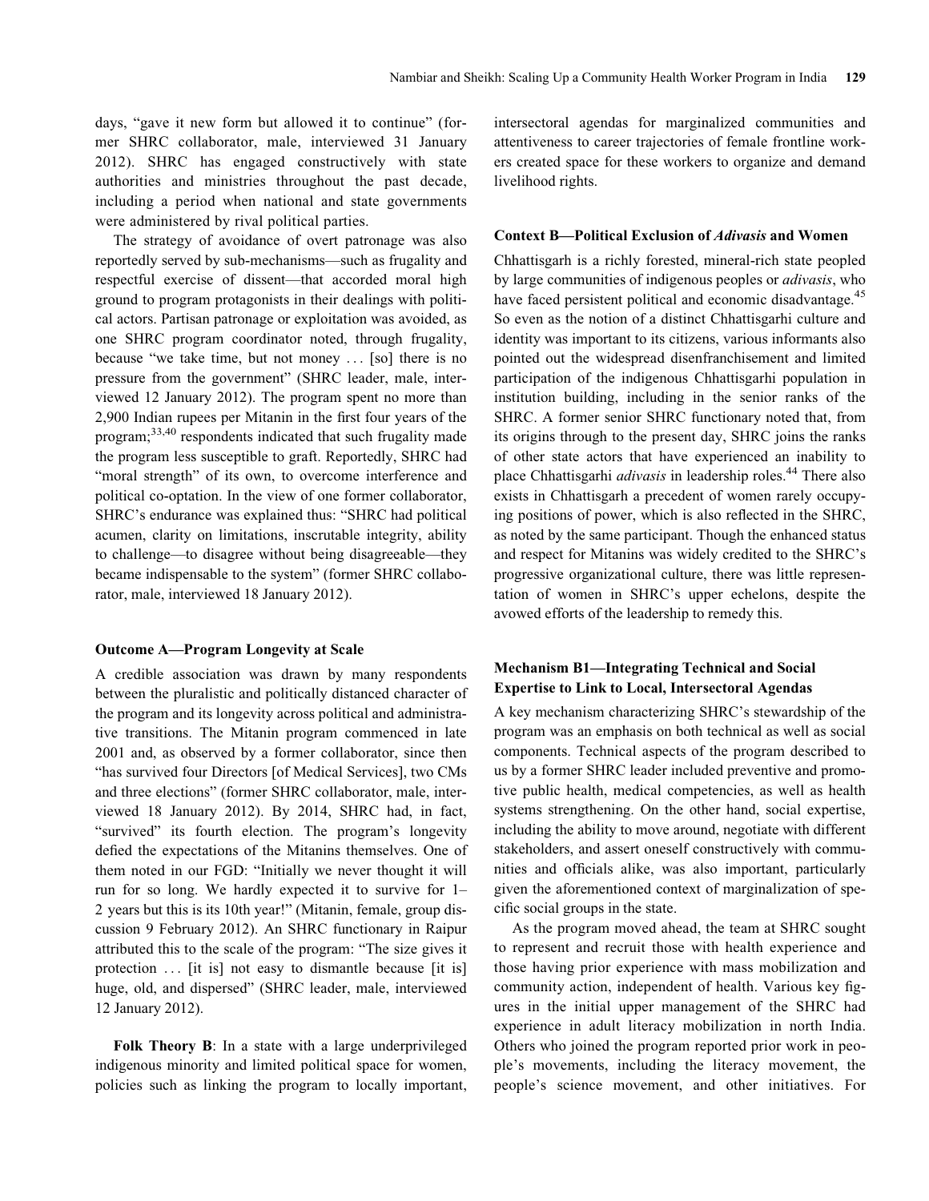days, "gave it new form but allowed it to continue" (former SHRC collaborator, male, interviewed 31 January 2012). SHRC has engaged constructively with state authorities and ministries throughout the past decade, including a period when national and state governments were administered by rival political parties.

The strategy of avoidance of overt patronage was also reportedly served by sub-mechanisms—such as frugality and respectful exercise of dissent—that accorded moral high ground to program protagonists in their dealings with political actors. Partisan patronage or exploitation was avoided, as one SHRC program coordinator noted, through frugality, because "we take time, but not money ... [so] there is no pressure from the government" (SHRC leader, male, interviewed 12 January 2012). The program spent no more than 2,900 Indian rupees per Mitanin in the first four years of the program;[33,40] respondents indicated that such frugality made the program less susceptible to graft. Reportedly, SHRC had "moral strength" of its own, to overcome interference and political co-optation. In the view of one former collaborator, SHRC's endurance was explained thus: "SHRC had political acumen, clarity on limitations, inscrutable integrity, ability to challenge—to disagree without being disagreeable—they became indispensable to the system" (former SHRC collaborator, male, interviewed 18 January 2012).

#### Outcome A—Program Longevity at Scale

A credible association was drawn by many respondents between the pluralistic and politically distanced character of the program and its longevity across political and administrative transitions. The Mitanin program commenced in late 2001 and, as observed by a former collaborator, since then "has survived four Directors [of Medical Services], two CMs and three elections" (former SHRC collaborator, male, interviewed 18 January 2012). By 2014, SHRC had, in fact, "survived" its fourth election. The program's longevity defied the expectations of the Mitanins themselves. One of them noted in our FGD: "Initially we never thought it will run for so long. We hardly expected it to survive for 1–2 years but this is its 10th year!" (Mitanin, female, group discussion 9 February 2012). An SHRC functionary in Raipur attributed this to the scale of the program: "The size gives it protection ... [it is] not easy to dismantle because [it is] huge, old, and dispersed" (SHRC leader, male, interviewed 12 January 2012).

**Folk Theory B**: In a state with a large underprivileged indigenous minority and limited political space for women, policies such as linking the program to locally important, intersectoral agendas for marginalized communities and attentiveness to career trajectories of female frontline workers created space for these workers to organize and demand livelihood rights.

#### Context B—Political Exclusion of *Adivasis* and Women

Chhattisgarh is a richly forested, mineral-rich state peopled by large communities of indigenous peoples or *adivasis*, who have faced persistent political and economic disadvantage.[45] So even as the notion of a distinct Chhattisgarhi culture and identity was important to its citizens, various informants also pointed out the widespread disenfranchisement and limited participation of the indigenous Chhattisgarhi population in institution building, including in the senior ranks of the SHRC. A former senior SHRC functionary noted that, from its origins through to the present day, SHRC joins the ranks of other state actors that have experienced an inability to place Chhattisgarhi *adivasis* in leadership roles.[44] There also exists in Chhattisgarh a precedent of women rarely occupying positions of power, which is also reflected in the SHRC, as noted by the same participant. Though the enhanced status and respect for Mitanins was widely credited to the SHRC's progressive organizational culture, there was little representation of women in SHRC's upper echelons, despite the avowed efforts of the leadership to remedy this.

#### Mechanism B1—Integrating Technical and Social Expertise to Link to Local, Intersectoral Agendas

A key mechanism characterizing SHRC's stewardship of the program was an emphasis on both technical as well as social components. Technical aspects of the program described to us by a former SHRC leader included preventive and promotive public health, medical competencies, as well as health systems strengthening. On the other hand, social expertise, including the ability to move around, negotiate with different stakeholders, and assert oneself constructively with communities and officials alike, was also important, particularly given the aforementioned context of marginalization of specific social groups in the state.

As the program moved ahead, the team at SHRC sought to represent and recruit those with health experience and those having prior experience with mass mobilization and community action, independent of health. Various key figures in the initial upper management of the SHRC had experience in adult literacy mobilization in north India. Others who joined the program reported prior work in people's movements, including the literacy movement, the people's science movement, and other initiatives. For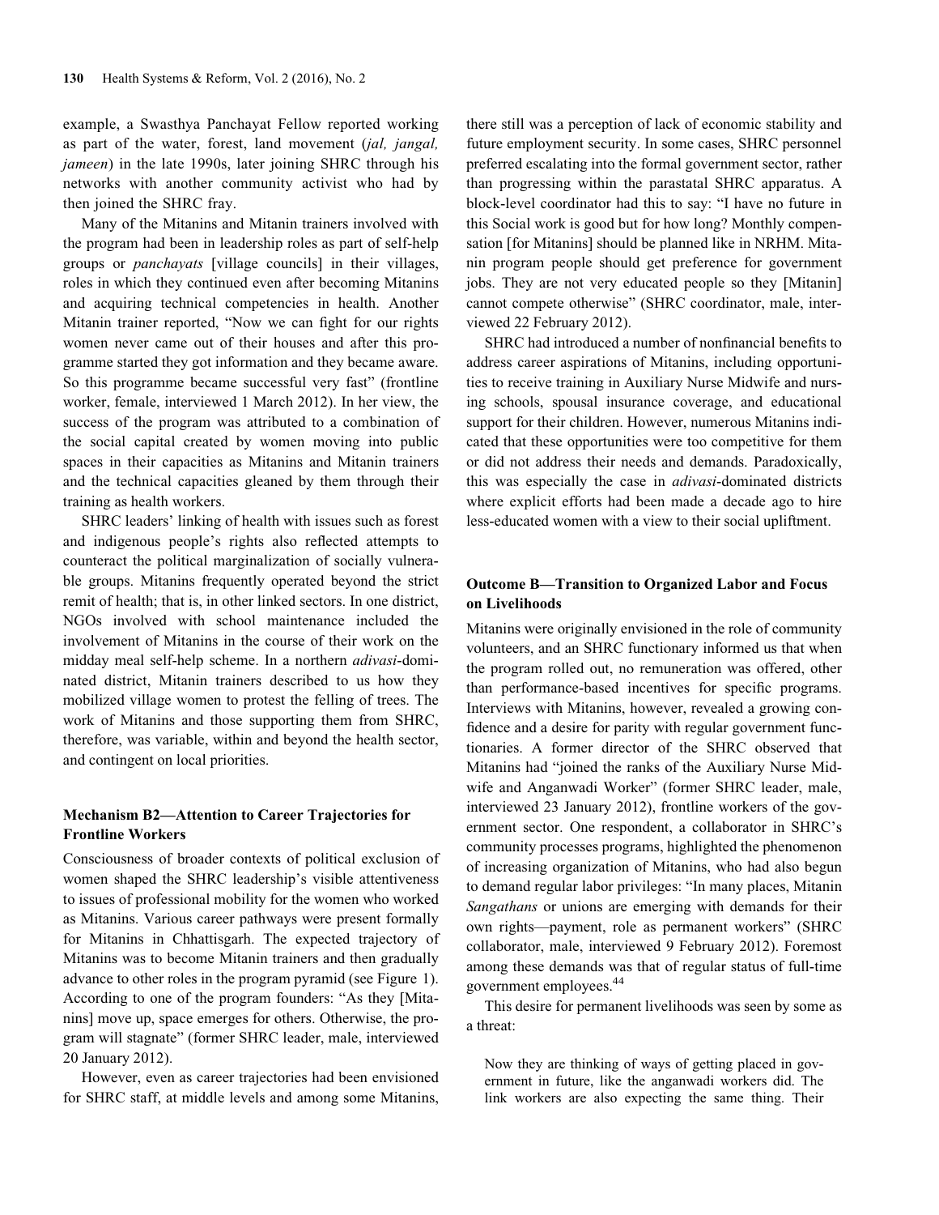example, a Swasthya Panchayat Fellow reported working as part of the water, forest, land movement (*jal, jangal, jameen*) in the late 1990s, later joining SHRC through his networks with another community activist who had by then joined the SHRC fray.

Many of the Mitanins and Mitanin trainers involved with the program had been in leadership roles as part of self-help groups or *panchayats* [village councils] in their villages, roles in which they continued even after becoming Mitanins and acquiring technical competencies in health. Another Mitanin trainer reported, "Now we can fight for our rights women never came out of their houses and after this programme started they got information and they became aware. So this programme became successful very fast" (frontline worker, female, interviewed 1 March 2012). In her view, the success of the program was attributed to a combination of the social capital created by women moving into public spaces in their capacities as Mitanins and Mitanin trainers and the technical capacities gleaned by them through their training as health workers.

SHRC leaders' linking of health with issues such as forest and indigenous people's rights also reflected attempts to counteract the political marginalization of socially vulnerable groups. Mitanins frequently operated beyond the strict remit of health; that is, in other linked sectors. In one district, NGOs involved with school maintenance included the involvement of Mitanins in the course of their work on the midday meal self-help scheme. In a northern *adivasi*-dominated district, Mitanin trainers described to us how they mobilized village women to protest the felling of trees. The work of Mitanins and those supporting them from SHRC, therefore, was variable, within and beyond the health sector, and contingent on local priorities.

### Mechanism B2—Attention to Career Trajectories for Frontline Workers

Consciousness of broader contexts of political exclusion of women shaped the SHRC leadership's visible attentiveness to issues of professional mobility for the women who worked as Mitanins. Various career pathways were present formally for Mitanins in Chhattisgarh. The expected trajectory of Mitanins was to become Mitanin trainers and then gradually advance to other roles in the program pyramid (see Figure 1). According to one of the program founders: "As they [Mitanins] move up, space emerges for others. Otherwise, the program will stagnate" (former SHRC leader, male, interviewed 20 January 2012).

However, even as career trajectories had been envisioned for SHRC staff, at middle levels and among some Mitanins, there still was a perception of lack of economic stability and future employment security. In some cases, SHRC personnel preferred escalating into the formal government sector, rather than progressing within the parastatal SHRC apparatus. A block-level coordinator had this to say: "I have no future in this Social work is good but for how long? Monthly compensation [for Mitanins] should be planned like in NRHM. Mitanin program people should get preference for government jobs. They are not very educated people so they [Mitanin] cannot compete otherwise" (SHRC coordinator, male, interviewed 22 February 2012).

SHRC had introduced a number of nonfinancial benefits to address career aspirations of Mitanins, including opportunities to receive training in Auxiliary Nurse Midwife and nursing schools, spousal insurance coverage, and educational support for their children. However, numerous Mitanins indicated that these opportunities were too competitive for them or did not address their needs and demands. Paradoxically, this was especially the case in *adivasi*-dominated districts where explicit efforts had been made a decade ago to hire less-educated women with a view to their social upliftment.

### Outcome B—Transition to Organized Labor and Focus on Livelihoods

Mitanins were originally envisioned in the role of community volunteers, and an SHRC functionary informed us that when the program rolled out, no remuneration was offered, other than performance-based incentives for specific programs. Interviews with Mitanins, however, revealed a growing confidence and a desire for parity with regular government functionaries. A former director of the SHRC observed that Mitanins had "joined the ranks of the Auxiliary Nurse Midwife and Anganwadi Worker" (former SHRC leader, male, interviewed 23 January 2012), frontline workers of the government sector. One respondent, a collaborator in SHRC's community processes programs, highlighted the phenomenon of increasing organization of Mitanins, who had also begun to demand regular labor privileges: "In many places, Mitanin *Sangathans* or unions are emerging with demands for their own rights—payment, role as permanent workers" (SHRC collaborator, male, interviewed 9 February 2012). Foremost among these demands was that of regular status of full-time government employees.[44]

This desire for permanent livelihoods was seen by some as a threat:

> Now they are thinking of ways of getting placed in government in future, like the anganwadi workers did. The link workers are also expecting the same thing. Their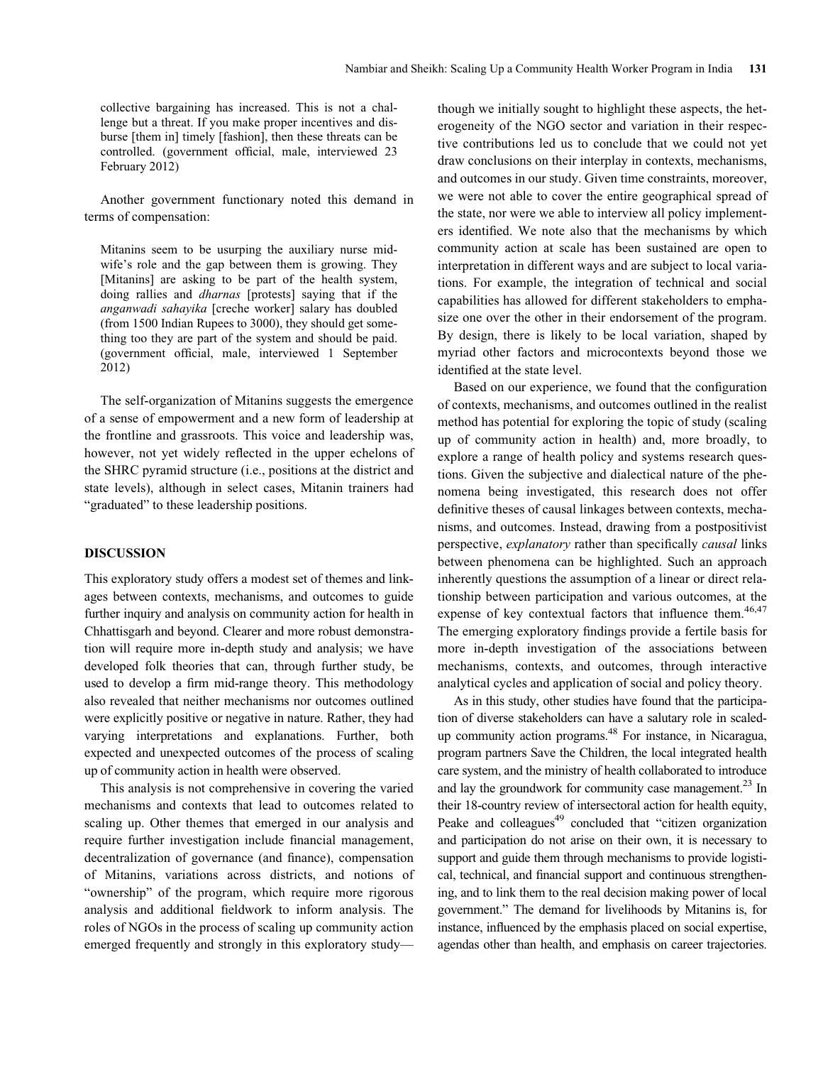collective bargaining has increased. This is not a challenge but a threat. If you make proper incentives and disburse [them in] timely [fashion], then these threats can be controlled. (government official, male, interviewed 23 February 2012)

Another government functionary noted this demand in terms of compensation:

> Mitanins seem to be usurping the auxiliary nurse midwife's role and the gap between them is growing. They [Mitanins] are asking to be part of the health system, doing rallies and *dharnas* [protests] saying that if the *anganwadi sahayika* [creche worker] salary has doubled (from 1500 Indian Rupees to 3000), they should get something too they are part of the system and should be paid. (government official, male, interviewed 1 September 2012)

The self-organization of Mitanins suggests the emergence of a sense of empowerment and a new form of leadership at the frontline and grassroots. This voice and leadership was, however, not yet widely reflected in the upper echelons of the SHRC pyramid structure (i.e., positions at the district and state levels), although in select cases, Mitanin trainers had "graduated" to these leadership positions.

## DISCUSSION

This exploratory study offers a modest set of themes and linkages between contexts, mechanisms, and outcomes to guide further inquiry and analysis on community action for health in Chhattisgarh and beyond. Clearer and more robust demonstration will require more in-depth study and analysis; we have developed folk theories that can, through further study, be used to develop a firm mid-range theory. This methodology also revealed that neither mechanisms nor outcomes outlined were explicitly positive or negative in nature. Rather, they had varying interpretations and explanations. Further, both expected and unexpected outcomes of the process of scaling up of community action in health were observed.

This analysis is not comprehensive in covering the varied mechanisms and contexts that lead to outcomes related to scaling up. Other themes that emerged in our analysis and require further investigation include financial management, decentralization of governance (and finance), compensation of Mitanins, variations across districts, and notions of "ownership" of the program, which require more rigorous analysis and additional fieldwork to inform analysis. The roles of NGOs in the process of scaling up community action emerged frequently and strongly in this exploratory study—though we initially sought to highlight these aspects, the heterogeneity of the NGO sector and variation in their respective contributions led us to conclude that we could not yet draw conclusions on their interplay in contexts, mechanisms, and outcomes in our study. Given time constraints, moreover, we were not able to cover the entire geographical spread of the state, nor were we able to interview all policy implementers identified. We note also that the mechanisms by which community action at scale has been sustained are open to interpretation in different ways and are subject to local variations. For example, the integration of technical and social capabilities has allowed for different stakeholders to emphasize one over the other in their endorsement of the program. By design, there is likely to be local variation, shaped by myriad other factors and microcontexts beyond those we identified at the state level.

Based on our experience, we found that the configuration of contexts, mechanisms, and outcomes outlined in the realist method has potential for exploring the topic of study (scaling up of community action in health) and, more broadly, to explore a range of health policy and systems research questions. Given the subjective and dialectical nature of the phenomena being investigated, this research does not offer definitive theses of causal linkages between contexts, mechanisms, and outcomes. Instead, drawing from a postpositivist perspective, *explanatory* rather than specifically *causal* links between phenomena can be highlighted. Such an approach inherently questions the assumption of a linear or direct relationship between participation and various outcomes, at the expense of key contextual factors that influence them.[46,47] The emerging exploratory findings provide a fertile basis for more in-depth investigation of the associations between mechanisms, contexts, and outcomes, through interactive analytical cycles and application of social and policy theory.

As in this study, other studies have found that the participation of diverse stakeholders can have a salutary role in scaled-up community action programs.[48] For instance, in Nicaragua, program partners Save the Children, the local integrated health care system, and the ministry of health collaborated to introduce and lay the groundwork for community case management.[23] In their 18-country review of intersectoral action for health equity, Peake and colleagues[49] concluded that "citizen organization and participation do not arise on their own, it is necessary to support and guide them through mechanisms to provide logistical, technical, and financial support and continuous strengthening, and to link them to the real decision making power of local government." The demand for livelihoods by Mitanins is, for instance, influenced by the emphasis placed on social expertise, agendas other than health, and emphasis on career trajectories.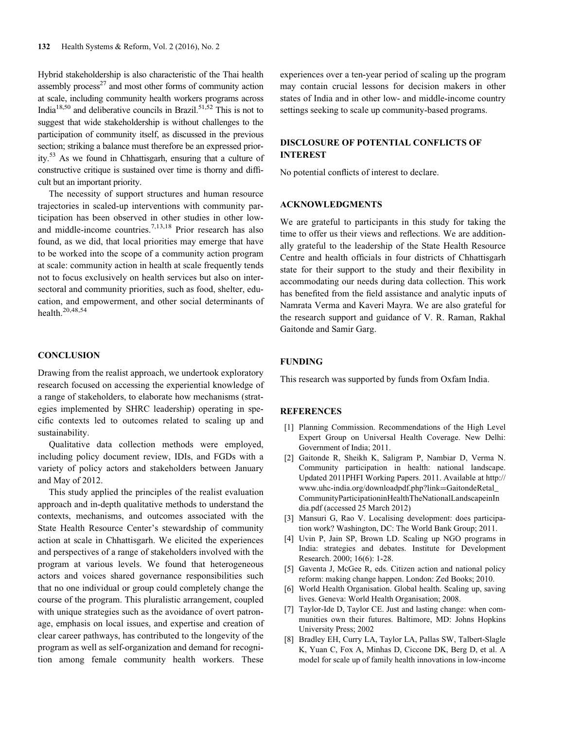Hybrid stakeholdership is also characteristic of the Thai health assembly process[27] and most other forms of community action at scale, including community health workers programs across India[18,50] and deliberative councils in Brazil.[51,52] This is not to suggest that wide stakeholdership is without challenges to the participation of community itself, as discussed in the previous section; striking a balance must therefore be an expressed priority.[53] As we found in Chhattisgarh, ensuring that a culture of constructive critique is sustained over time is thorny and difficult but an important priority.

The necessity of support structures and human resource trajectories in scaled-up interventions with community participation has been observed in other studies in other low- and middle-income countries.[7,13,18] Prior research has also found, as we did, that local priorities may emerge that have to be worked into the scope of a community action program at scale: community action in health at scale frequently tends not to focus exclusively on health services but also on intersectoral and community priorities, such as food, shelter, education, and empowerment, and other social determinants of health.[20,48,54]

## CONCLUSION

Drawing from the realist approach, we undertook exploratory research focused on accessing the experiential knowledge of a range of stakeholders, to elaborate how mechanisms (strategies implemented by SHRC leadership) operating in specific contexts led to outcomes related to scaling up and sustainability.

Qualitative data collection methods were employed, including policy document review, IDIs, and FGDs with a variety of policy actors and stakeholders between January and May of 2012.

This study applied the principles of the realist evaluation approach and in-depth qualitative methods to understand the contexts, mechanisms, and outcomes associated with the State Health Resource Center's stewardship of community action at scale in Chhattisgarh. We elicited the experiences and perspectives of a range of stakeholders involved with the program at various levels. We found that heterogeneous actors and voices shared governance responsibilities such that no one individual or group could completely change the course of the program. This pluralistic arrangement, coupled with unique strategies such as the avoidance of overt patronage, emphasis on local issues, and expertise and creation of clear career pathways, has contributed to the longevity of the program as well as self-organization and demand for recognition among female community health workers. These experiences over a ten-year period of scaling up the program may contain crucial lessons for decision makers in other states of India and in other low- and middle-income country settings seeking to scale up community-based programs.

## DISCLOSURE OF POTENTIAL CONFLICTS OF INTEREST

No potential conflicts of interest to declare.

## ACKNOWLEDGMENTS

We are grateful to participants in this study for taking the time to offer us their views and reflections. We are additionally grateful to the leadership of the State Health Resource Centre and health officials in four districts of Chhattisgarh state for their support to the study and their flexibility in accommodating our needs during data collection. This work has benefited from the field assistance and analytic inputs of Namrata Verma and Kaveri Mayra. We are also grateful for the research support and guidance of V. R. Raman, Rakhal Gaitonde and Samir Garg.

## FUNDING

This research was supported by funds from Oxfam India.

## REFERENCES

[1] Planning Commission. Recommendations of the High Level Expert Group on Universal Health Coverage. New Delhi: Government of India; 2011.

[2] Gaitonde R, Sheikh K, Saligram P, Nambiar D, Verma N. Community participation in health: national landscape. Updated 2011PHFI Working Papers. 2011. Available at http://www.uhc-india.org/downloadpdf.php?link=GaitondeRetal_CommunityParticipationinHealthTheNationalLandscapeinIndia.pdf (accessed 25 March 2012)

[3] Mansuri G, Rao V. Localising development: does participation work? Washington, DC: The World Bank Group; 2011.

[4] Uvin P, Jain SP, Brown LD. Scaling up NGO programs in India: strategies and debates. Institute for Development Research. 2000; 16(6): 1-28.

[5] Gaventa J, McGee R, eds. Citizen action and national policy reform: making change happen. London: Zed Books; 2010.

[6] World Health Organisation. Global health. Scaling up, saving lives. Geneva: World Health Organisation; 2008.

[7] Taylor-Ide D, Taylor CE. Just and lasting change: when communities own their futures. Baltimore, MD: Johns Hopkins University Press; 2002

[8] Bradley EH, Curry LA, Taylor LA, Pallas SW, Talbert-Slagle K, Yuan C, Fox A, Minhas D, Ciccone DK, Berg D, et al. A model for scale up of family health innovations in low-income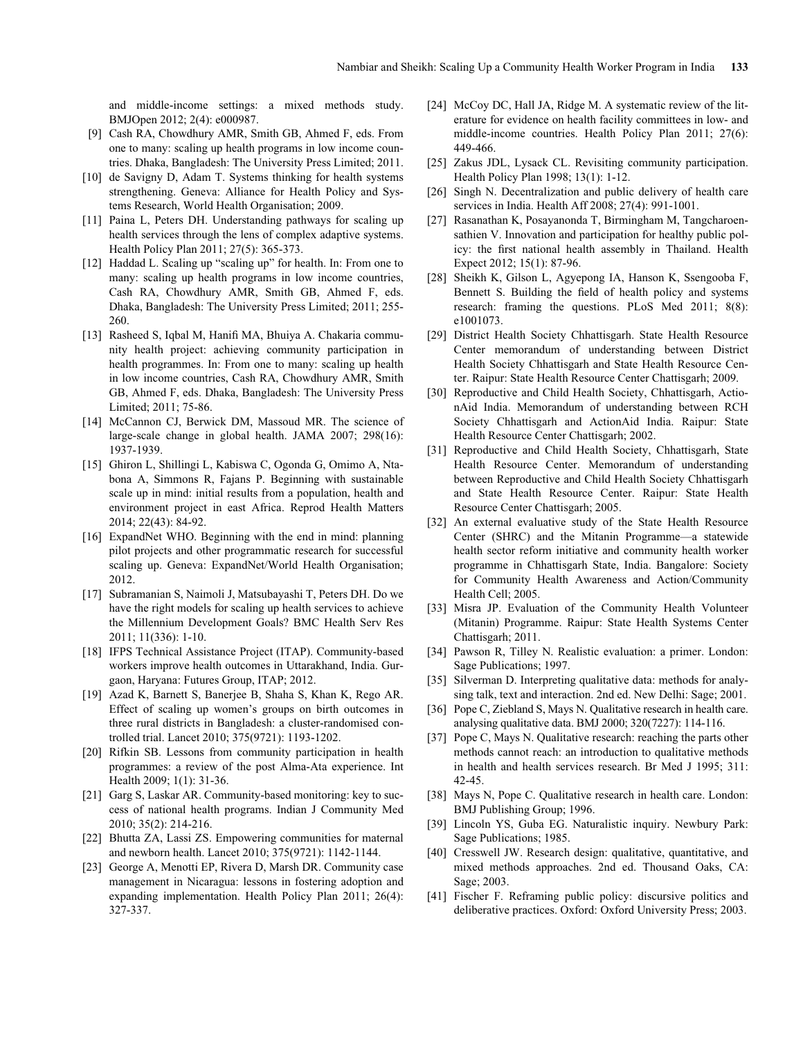and middle-income settings: a mixed methods study. BMJOpen 2012; 2(4): e000987.

[9] Cash RA, Chowdhury AMR, Smith GB, Ahmed F, eds. From one to many: scaling up health programs in low income countries. Dhaka, Bangladesh: The University Press Limited; 2011.

[10] de Savigny D, Adam T. Systems thinking for health systems strengthening. Geneva: Alliance for Health Policy and Systems Research, World Health Organisation; 2009.

[11] Paina L, Peters DH. Understanding pathways for scaling up health services through the lens of complex adaptive systems. Health Policy Plan 2011; 27(5): 365-373.

[12] Haddad L. Scaling up "scaling up" for health. In: From one to many: scaling up health programs in low income countries, Cash RA, Chowdhury AMR, Smith GB, Ahmed F, eds. Dhaka, Bangladesh: The University Press Limited; 2011; 255-260.

[13] Rasheed S, Iqbal M, Hanifi MA, Bhuiya A. Chakaria community health project: achieving community participation in health programmes. In: From one to many: scaling up health in low income countries, Cash RA, Chowdhury AMR, Smith GB, Ahmed F, eds. Dhaka, Bangladesh: The University Press Limited; 2011; 75-86.

[14] McCannon CJ, Berwick DM, Massoud MR. The science of large-scale change in global health. JAMA 2007; 298(16): 1937-1939.

[15] Ghiron L, Shillingi L, Kabiswa C, Ogonda G, Omimo A, Ntabona A, Simmons R, Fajans P. Beginning with sustainable scale up in mind: initial results from a population, health and environment project in east Africa. Reprod Health Matters 2014; 22(43): 84-92.

[16] ExpandNet WHO. Beginning with the end in mind: planning pilot projects and other programmatic research for successful scaling up. Geneva: ExpandNet/World Health Organisation; 2012.

[17] Subramanian S, Naimoli J, Matsubayashi T, Peters DH. Do we have the right models for scaling up health services to achieve the Millennium Development Goals? BMC Health Serv Res 2011; 11(336): 1-10.

[18] IFPS Technical Assistance Project (ITAP). Community-based workers improve health outcomes in Uttarakhand, India. Gurgaon, Haryana: Futures Group, ITAP; 2012.

[19] Azad K, Barnett S, Banerjee B, Shaha S, Khan K, Rego AR. Effect of scaling up women's groups on birth outcomes in three rural districts in Bangladesh: a cluster-randomised controlled trial. Lancet 2010; 375(9721): 1193-1202.

[20] Rifkin SB. Lessons from community participation in health programmes: a review of the post Alma-Ata experience. Int Health 2009; 1(1): 31-36.

[21] Garg S, Laskar AR. Community-based monitoring: key to success of national health programs. Indian J Community Med 2010; 35(2): 214-216.

[22] Bhutta ZA, Lassi ZS. Empowering communities for maternal and newborn health. Lancet 2010; 375(9721): 1142-1144.

[23] George A, Menotti EP, Rivera D, Marsh DR. Community case management in Nicaragua: lessons in fostering adoption and expanding implementation. Health Policy Plan 2011; 26(4): 327-337.

[24] McCoy DC, Hall JA, Ridge M. A systematic review of the literature for evidence on health facility committees in low- and middle-income countries. Health Policy Plan 2011; 27(6): 449-466.

[25] Zakus JDL, Lysack CL. Revisiting community participation. Health Policy Plan 1998; 13(1): 1-12.

[26] Singh N. Decentralization and public delivery of health care services in India. Health Aff 2008; 27(4): 991-1001.

[27] Rasanathan K, Posayanonda T, Birmingham M, Tangcharoensathien V. Innovation and participation for healthy public policy: the first national health assembly in Thailand. Health Expect 2012; 15(1): 87-96.

[28] Sheikh K, Gilson L, Agyepong IA, Hanson K, Ssengooba F, Bennett S. Building the field of health policy and systems research: framing the questions. PLoS Med 2011; 8(8): e1001073.

[29] District Health Society Chhattisgarh. State Health Resource Center memorandum of understanding between District Health Society Chhattisgarh and State Health Resource Center. Raipur: State Health Resource Center Chattisgarh; 2009.

[30] Reproductive and Child Health Society, Chhattisgarh, ActionAid India. Memorandum of understanding between RCH Society Chhattisgarh and ActionAid India. Raipur: State Health Resource Center Chattisgarh; 2002.

[31] Reproductive and Child Health Society, Chhattisgarh, State Health Resource Center. Memorandum of understanding between Reproductive and Child Health Society Chhattisgarh and State Health Resource Center. Raipur: State Health Resource Center Chattisgarh; 2005.

[32] An external evaluative study of the State Health Resource Center (SHRC) and the Mitanin Programme—a statewide health sector reform initiative and community health worker programme in Chhattisgarh State, India. Bangalore: Society for Community Health Awareness and Action/Community Health Cell; 2005.

[33] Misra JP. Evaluation of the Community Health Volunteer (Mitanin) Programme. Raipur: State Health Systems Center Chattisgarh; 2011.

[34] Pawson R, Tilley N. Realistic evaluation: a primer. London: Sage Publications; 1997.

[35] Silverman D. Interpreting qualitative data: methods for analysing talk, text and interaction. 2nd ed. New Delhi: Sage; 2001.

[36] Pope C, Ziebland S, Mays N. Qualitative research in health care. analysing qualitative data. BMJ 2000; 320(7227): 114-116.

[37] Pope C, Mays N. Qualitative research: reaching the parts other methods cannot reach: an introduction to qualitative methods in health and health services research. Br Med J 1995; 311: 42-45.

[38] Mays N, Pope C. Qualitative research in health care. London: BMJ Publishing Group; 1996.

[39] Lincoln YS, Guba EG. Naturalistic inquiry. Newbury Park: Sage Publications; 1985.

[40] Cresswell JW. Research design: qualitative, quantitative, and mixed methods approaches. 2nd ed. Thousand Oaks, CA: Sage; 2003.

[41] Fischer F. Reframing public policy: discursive politics and deliberative practices. Oxford: Oxford University Press; 2003.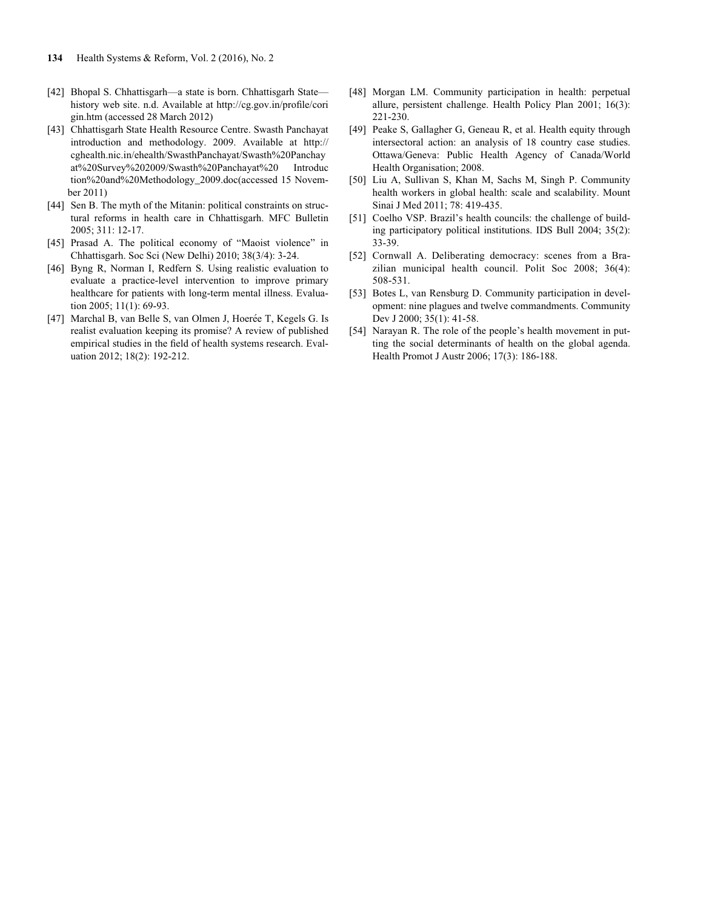[42] Bhopal S. Chhattisgarh—a state is born. Chhattisgarh State—history web site. n.d. Available at http://cg.gov.in/profile/corigin.htm (accessed 28 March 2012)

[43] Chhattisgarh State Health Resource Centre. Swasth Panchayat introduction and methodology. 2009. Available at http://cghealth.nic.in/ehealth/SwasthPanchayat/Swasth%20Panchayat%20Survey%202009/Swasth%20Panchayat%20 Introduction%20and%20Methodology_2009.doc(accessed 15 November 2011)

[44] Sen B. The myth of the Mitanin: political constraints on structural reforms in health care in Chhattisgarh. MFC Bulletin 2005; 311: 12-17.

[45] Prasad A. The political economy of "Maoist violence" in Chhattisgarh. Soc Sci (New Delhi) 2010; 38(3/4): 3-24.

[46] Byng R, Norman I, Redfern S. Using realistic evaluation to evaluate a practice-level intervention to improve primary healthcare for patients with long-term mental illness. Evaluation 2005; 11(1): 69-93.

[47] Marchal B, van Belle S, van Olmen J, Hoerée T, Kegels G. Is realist evaluation keeping its promise? A review of published empirical studies in the field of health systems research. Evaluation 2012; 18(2): 192-212.

[48] Morgan LM. Community participation in health: perpetual allure, persistent challenge. Health Policy Plan 2001; 16(3): 221-230.

[49] Peake S, Gallagher G, Geneau R, et al. Health equity through intersectoral action: an analysis of 18 country case studies. Ottawa/Geneva: Public Health Agency of Canada/World Health Organisation; 2008.

[50] Liu A, Sullivan S, Khan M, Sachs M, Singh P. Community health workers in global health: scale and scalability. Mount Sinai J Med 2011; 78: 419-435.

[51] Coelho VSP. Brazil's health councils: the challenge of building participatory political institutions. IDS Bull 2004; 35(2): 33-39.

[52] Cornwall A. Deliberating democracy: scenes from a Brazilian municipal health council. Polit Soc 2008; 36(4): 508-531.

[53] Botes L, van Rensburg D. Community participation in development: nine plagues and twelve commandments. Community Dev J 2000; 35(1): 41-58.

[54] Narayan R. The role of the people's health movement in putting the social determinants of health on the global agenda. Health Promot J Austr 2006; 17(3): 186-188.